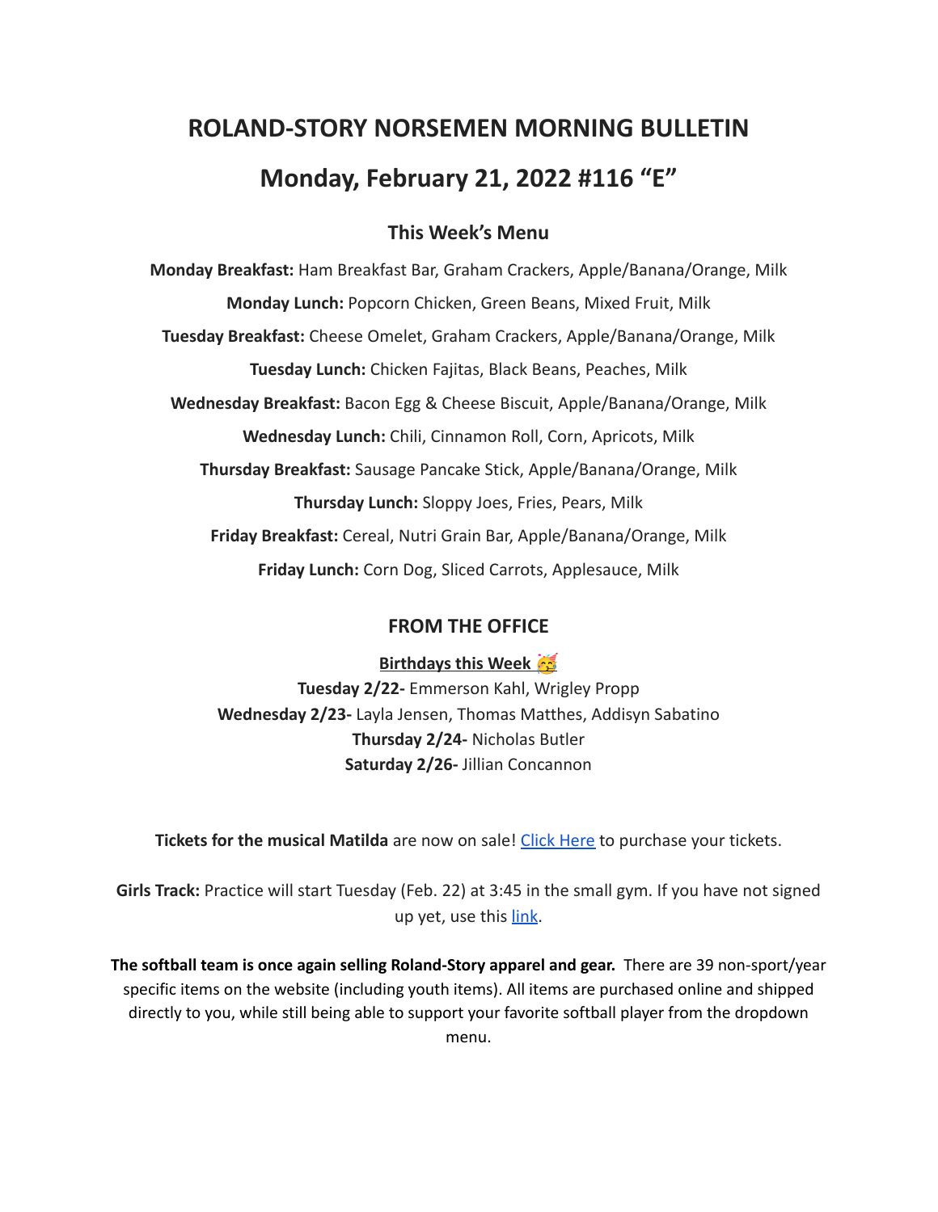# ROLAND-STORY NORSEMEN MORNING BULLETIN

# Monday, February 21, 2022 #116 "E"

## This Week's Menu

**Monday Breakfast:** Ham Breakfast Bar, Graham Crackers, Apple/Banana/Orange, Milk

**Monday Lunch:** Popcorn Chicken, Green Beans, Mixed Fruit, Milk

**Tuesday Breakfast:** Cheese Omelet, Graham Crackers, Apple/Banana/Orange, Milk

**Tuesday Lunch:** Chicken Fajitas, Black Beans, Peaches, Milk

**Wednesday Breakfast:** Bacon Egg & Cheese Biscuit, Apple/Banana/Orange, Milk

**Wednesday Lunch:** Chili, Cinnamon Roll, Corn, Apricots, Milk

**Thursday Breakfast:** Sausage Pancake Stick, Apple/Banana/Orange, Milk

**Thursday Lunch:** Sloppy Joes, Fries, Pears, Milk

**Friday Breakfast:** Cereal, Nutri Grain Bar, Apple/Banana/Orange, Milk

**Friday Lunch:** Corn Dog, Sliced Carrots, Applesauce, Milk

## FROM THE OFFICE

**Birthdays this Week** 🥳

**Tuesday 2/22-** Emmerson Kahl, Wrigley Propp
**Wednesday 2/23-** Layla Jensen, Thomas Matthes, Addisyn Sabatino
**Thursday 2/24-** Nicholas Butler
**Saturday 2/26-** Jillian Concannon

**Tickets for the musical Matilda** are now on sale! Click Here to purchase your tickets.

**Girls Track:** Practice will start Tuesday (Feb. 22) at 3:45 in the small gym. If you have not signed up yet, use this link.

**The softball team is once again selling Roland-Story apparel and gear.** There are 39 non-sport/year specific items on the website (including youth items). All items are purchased online and shipped directly to you, while still being able to support your favorite softball player from the dropdown menu.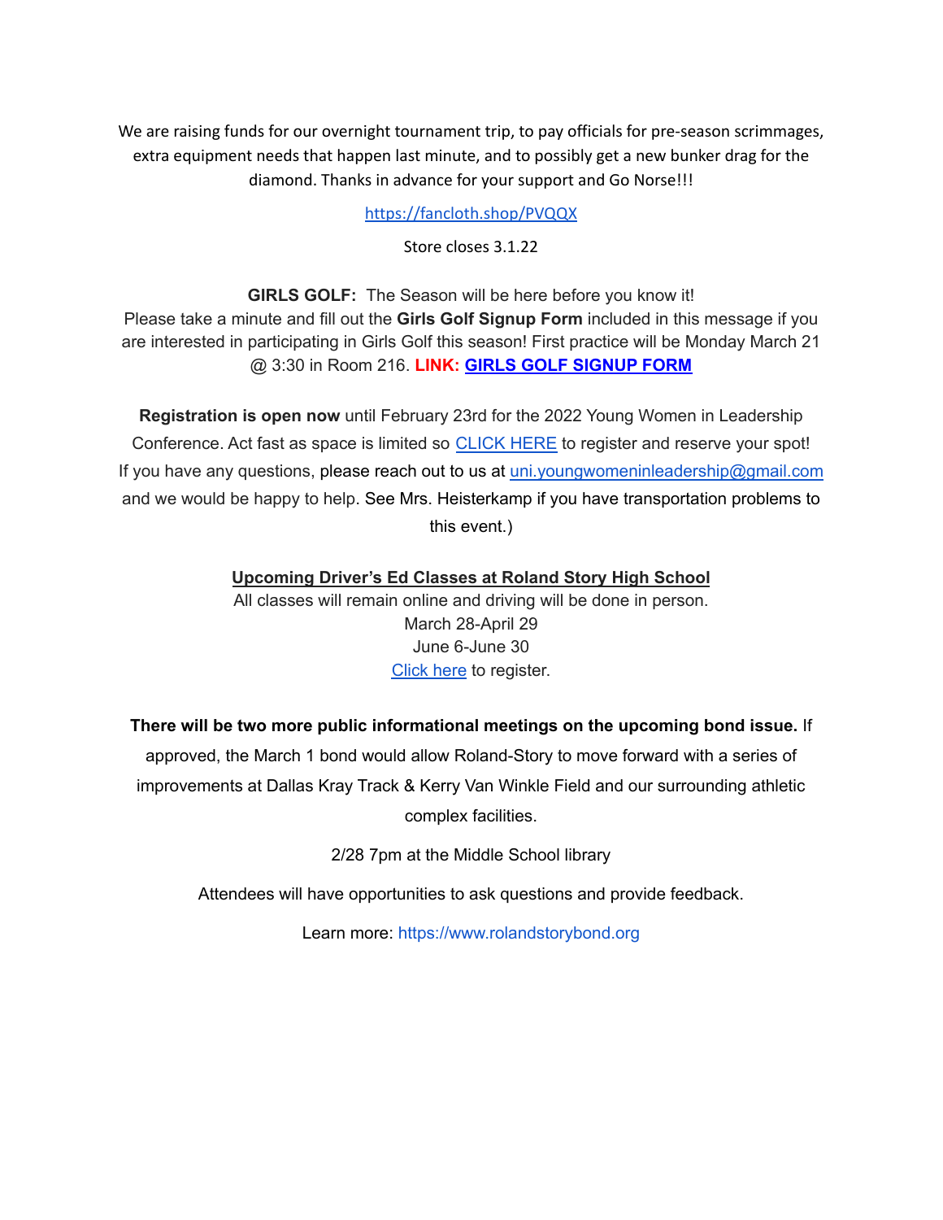We are raising funds for our overnight tournament trip, to pay officials for pre-season scrimmages, extra equipment needs that happen last minute, and to possibly get a new bunker drag for the diamond. Thanks in advance for your support and Go Norse!!!

https://fancloth.shop/PVQQX

Store closes 3.1.22

**GIRLS GOLF:** The Season will be here before you know it!
Please take a minute and fill out the **Girls Golf Signup Form** included in this message if you are interested in participating in Girls Golf this season! First practice will be Monday March 21 @ 3:30 in Room 216. **LINK:** **GIRLS GOLF SIGNUP FORM**

**Registration is open now** until February 23rd for the 2022 Young Women in Leadership Conference. Act fast as space is limited so CLICK HERE to register and reserve your spot! If you have any questions, please reach out to us at uni.youngwomeninleadership@gmail.com and we would be happy to help. See Mrs. Heisterkamp if you have transportation problems to this event.)

**Upcoming Driver's Ed Classes at Roland Story High School**

All classes will remain online and driving will be done in person.
March 28-April 29
June 6-June 30
Click here to register.

**There will be two more public informational meetings on the upcoming bond issue.** If approved, the March 1 bond would allow Roland-Story to move forward with a series of improvements at Dallas Kray Track & Kerry Van Winkle Field and our surrounding athletic complex facilities.

2/28 7pm at the Middle School library

Attendees will have opportunities to ask questions and provide feedback.

Learn more: https://www.rolandstorybond.org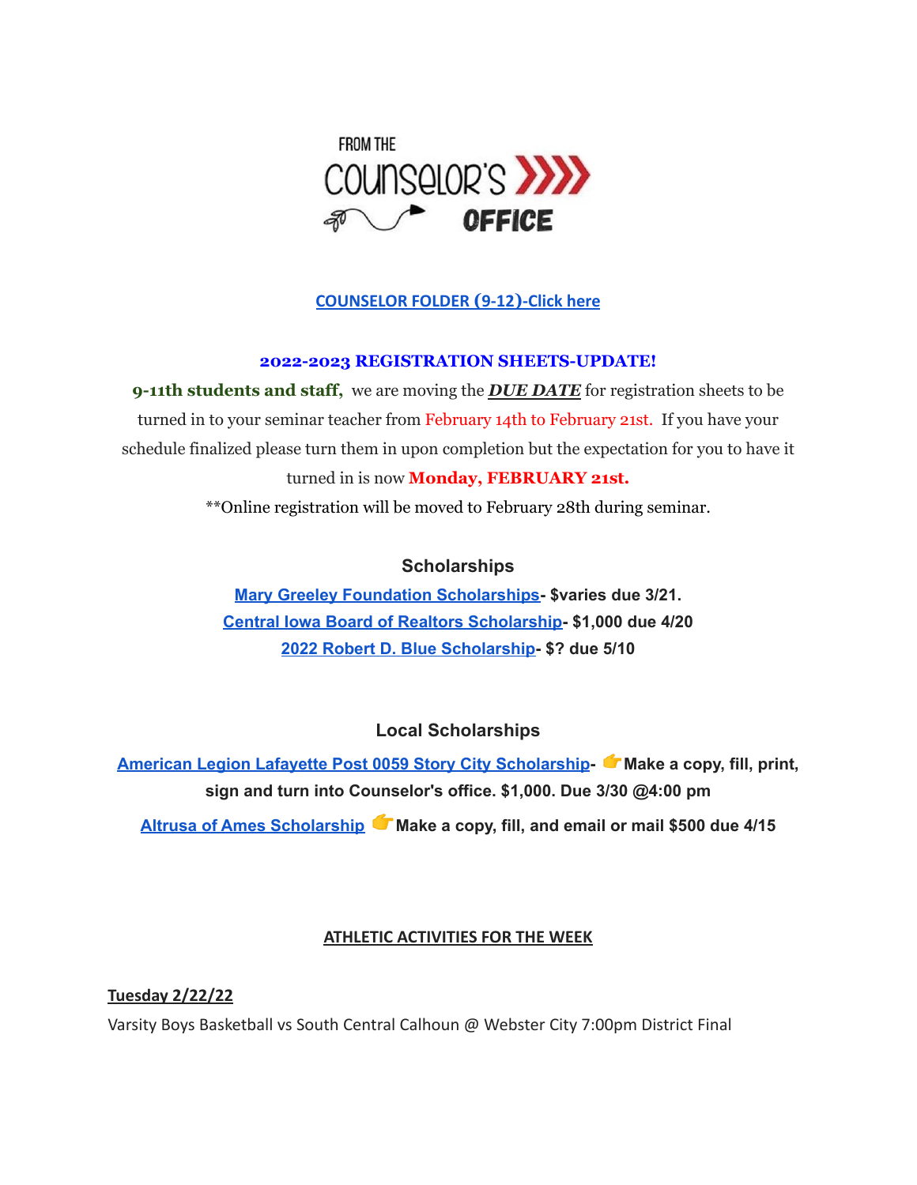# FROM THE COUNSELOR'S OFFICE

**COUNSELOR FOLDER (9-12)-Click here**

**2022-2023 REGISTRATION SHEETS-UPDATE!**

**9-11th students and staff,** we are moving the ***DUE DATE*** for registration sheets to be turned in to your seminar teacher from February 14th to February 21st. If you have your schedule finalized please turn them in upon completion but the expectation for you to have it turned in is now **Monday, FEBRUARY 21st.**

**Online registration will be moved to February 28th during seminar.

## Scholarships

**Mary Greeley Foundation Scholarships- $varies due 3/21.**
**Central Iowa Board of Realtors Scholarship- $1,000 due 4/20**
**2022 Robert D. Blue Scholarship- $? due 5/10**

## Local Scholarships

**American Legion Lafayette Post 0059 Story City Scholarship- 👉Make a copy, fill, print, sign and turn into Counselor's office. $1,000. Due 3/30 @4:00 pm**

**Altrusa of Ames Scholarship 👉Make a copy, fill, and email or mail $500 due 4/15**

## ATHLETIC ACTIVITIES FOR THE WEEK

**Tuesday 2/22/22**

Varsity Boys Basketball vs South Central Calhoun @ Webster City 7:00pm District Final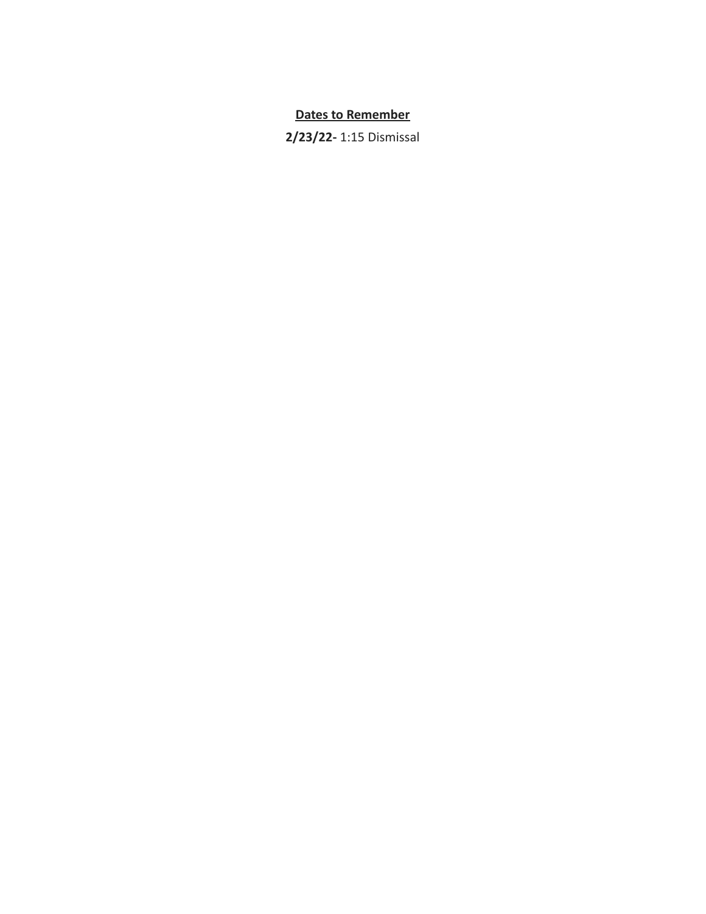**Dates to Remember**

**2/23/22-** 1:15 Dismissal